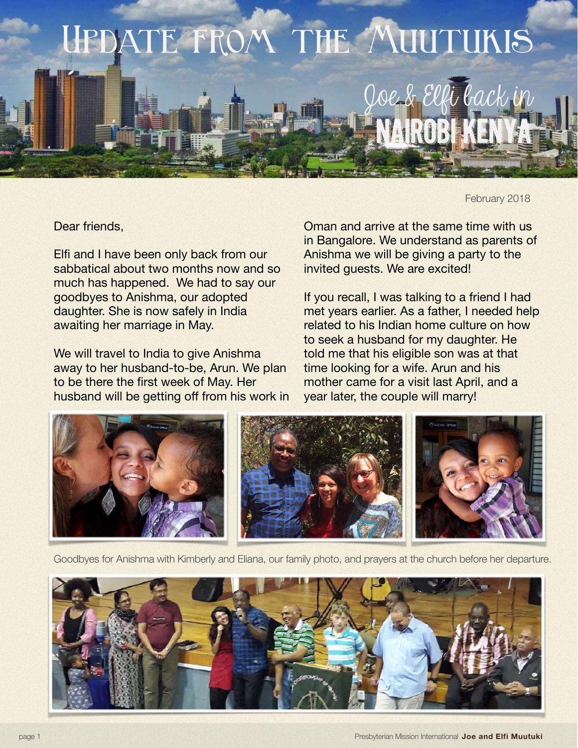# Update from the Muutukis

## Joe & Elfi back in Nairobi Kenya

February 2018

Dear friends,

Elfi and I have been only back from our sabbatical about two months now and so much has happened. We had to say our goodbyes to Anishma, our adopted daughter. She is now safely in India awaiting her marriage in May.

We will travel to India to give Anishma away to her husband-to-be, Arun. We plan to be there the first week of May. Her husband will be getting off from his work in Oman and arrive at the same time with us in Bangalore. We understand as parents of Anishma we will be giving a party to the invited guests. We are excited!

If you recall, I was talking to a friend I had met years earlier. As a father, I needed help related to his Indian home culture on how to seek a husband for my daughter. He told me that his eligible son was at that time looking for a wife. Arun and his mother came for a visit last April, and a year later, the couple will marry!

Goodbyes for Anishma with Kimberly and Eliana, our family photo, and prayers at the church before her departure.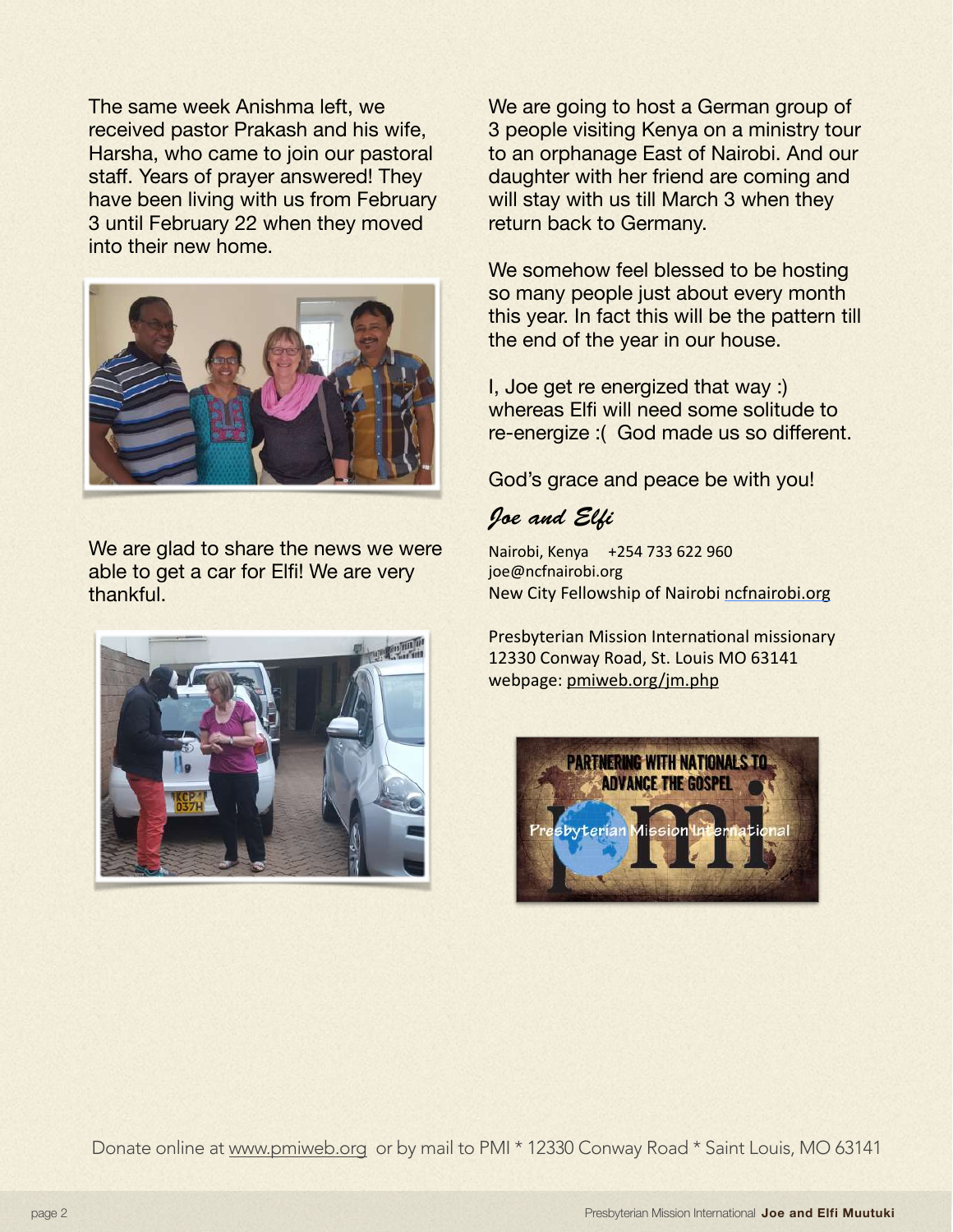The same week Anishma left, we received pastor Prakash and his wife, Harsha, who came to join our pastoral staff. Years of prayer answered! They have been living with us from February 3 until February 22 when they moved into their new home.

We are glad to share the news we were able to get a car for Elfi! We are very thankful.

We are going to host a German group of 3 people visiting Kenya on a ministry tour to an orphanage East of Nairobi. And our daughter with her friend are coming and will stay with us till March 3 when they return back to Germany.

We somehow feel blessed to be hosting so many people just about every month this year. In fact this will be the pattern till the end of the year in our house.

I, Joe get re energized that way :) whereas Elfi will need some solitude to re-energize :( God made us so different.

God's grace and peace be with you!

*Joe and Elfi*

Nairobi, Kenya +254 733 622 960
joe@ncfnairobi.org
New City Fellowship of Nairobi ncfnairobi.org

Presbyterian Mission International missionary
12330 Conway Road, St. Louis MO 63141
webpage: pmiweb.org/jm.php

PARTNERING WITH NATIONALS TO ADVANCE THE GOSPEL

Presbyterian Mission International

Donate online at www.pmiweb.org or by mail to PMI * 12330 Conway Road * Saint Louis, MO 63141